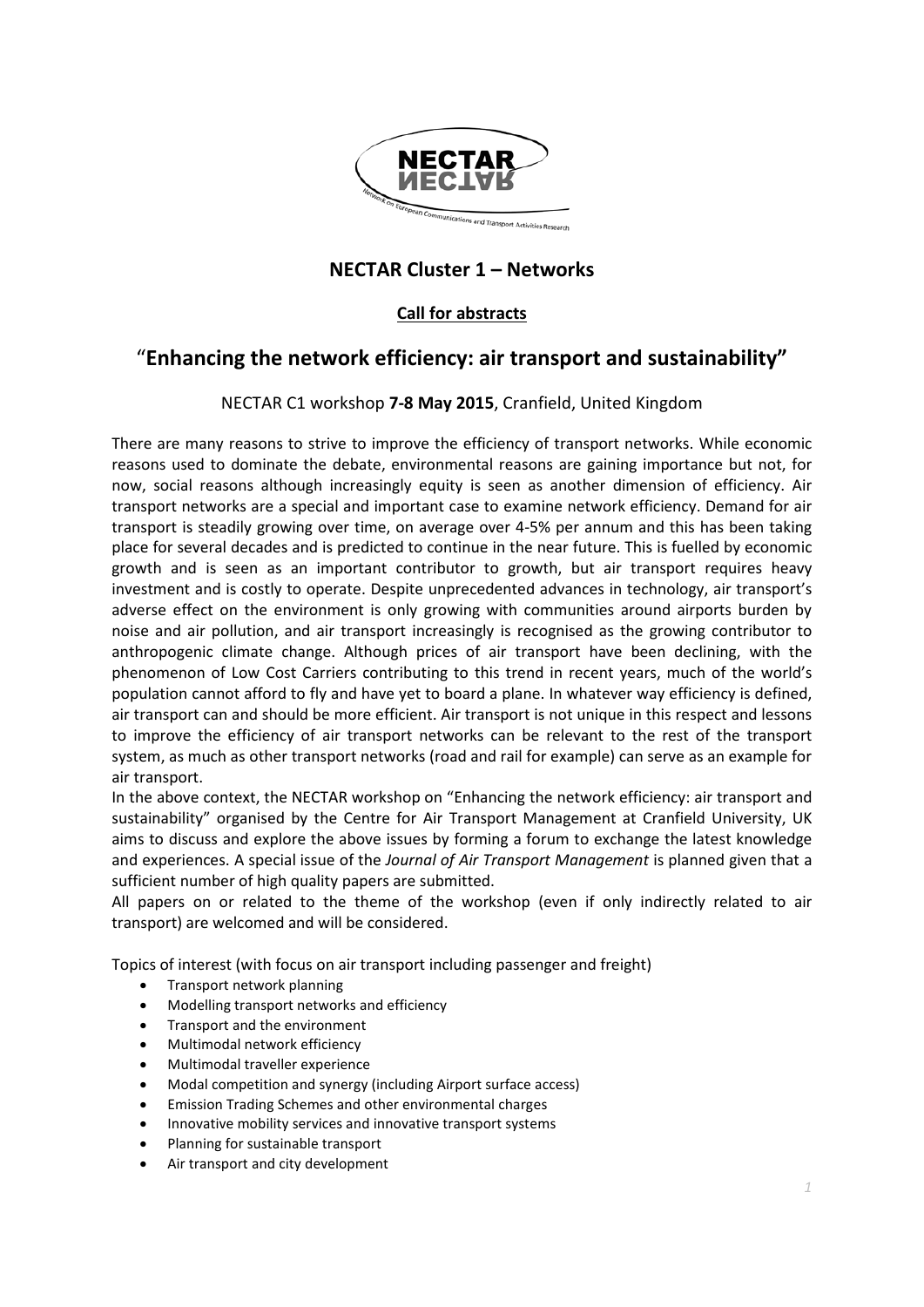## NECTAR Cluster 1 – Networks

**Call for abstracts**

# "Enhancing the network efficiency: air transport and sustainability"

NECTAR C1 workshop **7-8 May 2015**, Cranfield, United Kingdom

There are many reasons to strive to improve the efficiency of transport networks. While economic reasons used to dominate the debate, environmental reasons are gaining importance but not, for now, social reasons although increasingly equity is seen as another dimension of efficiency. Air transport networks are a special and important case to examine network efficiency. Demand for air transport is steadily growing over time, on average over 4-5% per annum and this has been taking place for several decades and is predicted to continue in the near future. This is fuelled by economic growth and is seen as an important contributor to growth, but air transport requires heavy investment and is costly to operate. Despite unprecedented advances in technology, air transport's adverse effect on the environment is only growing with communities around airports burden by noise and air pollution, and air transport increasingly is recognised as the growing contributor to anthropogenic climate change. Although prices of air transport have been declining, with the phenomenon of Low Cost Carriers contributing to this trend in recent years, much of the world's population cannot afford to fly and have yet to board a plane. In whatever way efficiency is defined, air transport can and should be more efficient. Air transport is not unique in this respect and lessons to improve the efficiency of air transport networks can be relevant to the rest of the transport system, as much as other transport networks (road and rail for example) can serve as an example for air transport.

In the above context, the NECTAR workshop on "Enhancing the network efficiency: air transport and sustainability" organised by the Centre for Air Transport Management at Cranfield University, UK aims to discuss and explore the above issues by forming a forum to exchange the latest knowledge and experiences. A special issue of the *Journal of Air Transport Management* is planned given that a sufficient number of high quality papers are submitted.

All papers on or related to the theme of the workshop (even if only indirectly related to air transport) are welcomed and will be considered.

Topics of interest (with focus on air transport including passenger and freight)

- Transport network planning
- Modelling transport networks and efficiency
- Transport and the environment
- Multimodal network efficiency
- Multimodal traveller experience
- Modal competition and synergy (including Airport surface access)
- Emission Trading Schemes and other environmental charges
- Innovative mobility services and innovative transport systems
- Planning for sustainable transport
- Air transport and city development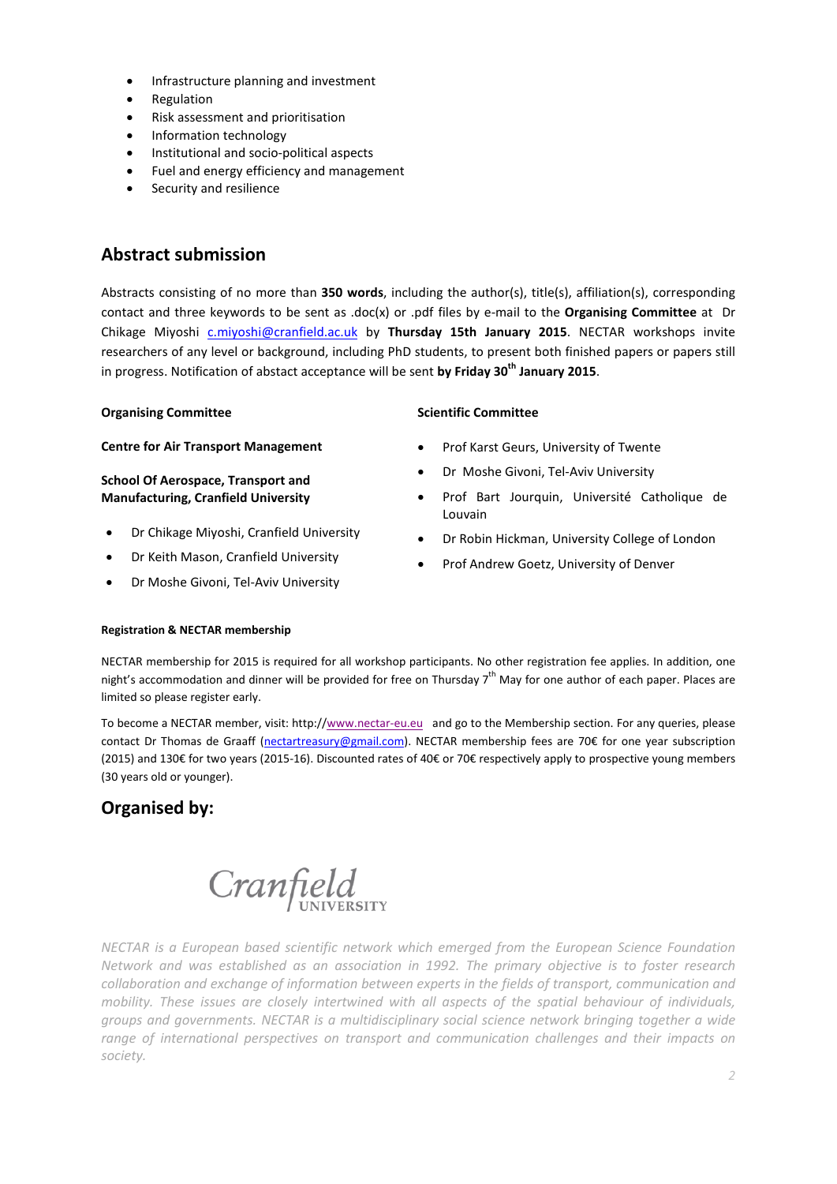- Infrastructure planning and investment
- Regulation
- Risk assessment and prioritisation
- Information technology
- Institutional and socio-political aspects
- Fuel and energy efficiency and management
- Security and resilience

## Abstract submission

Abstracts consisting of no more than **350 words**, including the author(s), title(s), affiliation(s), corresponding contact and three keywords to be sent as .doc(x) or .pdf files by e-mail to the **Organising Committee** at Dr Chikage Miyoshi c.miyoshi@cranfield.ac.uk by **Thursday 15th January 2015**. NECTAR workshops invite researchers of any level or background, including PhD students, to present both finished papers or papers still in progress. Notification of abstact acceptance will be sent **by Friday 30th January 2015**.

**Organising Committee**

**Centre for Air Transport Management**

**School Of Aerospace, Transport and Manufacturing, Cranfield University**

- Dr Chikage Miyoshi, Cranfield University
- Dr Keith Mason, Cranfield University
- Dr Moshe Givoni, Tel-Aviv University

**Scientific Committee**

- Prof Karst Geurs, University of Twente
- Dr Moshe Givoni, Tel-Aviv University
- Prof Bart Jourquin, Université Catholique de Louvain
- Dr Robin Hickman, University College of London
- Prof Andrew Goetz, University of Denver

**Registration & NECTAR membership**

NECTAR membership for 2015 is required for all workshop participants. No other registration fee applies. In addition, one night's accommodation and dinner will be provided for free on Thursday 7th May for one author of each paper. Places are limited so please register early.

To become a NECTAR member, visit: http://www.nectar-eu.eu and go to the Membership section. For any queries, please contact Dr Thomas de Graaff (nectartreasury@gmail.com). NECTAR membership fees are 70€ for one year subscription (2015) and 130€ for two years (2015-16). Discounted rates of 40€ or 70€ respectively apply to prospective young members (30 years old or younger).

## Organised by:

Cranfield UNIVERSITY

*NECTAR is a European based scientific network which emerged from the European Science Foundation Network and was established as an association in 1992. The primary objective is to foster research collaboration and exchange of information between experts in the fields of transport, communication and mobility. These issues are closely intertwined with all aspects of the spatial behaviour of individuals, groups and governments. NECTAR is a multidisciplinary social science network bringing together a wide range of international perspectives on transport and communication challenges and their impacts on society.*